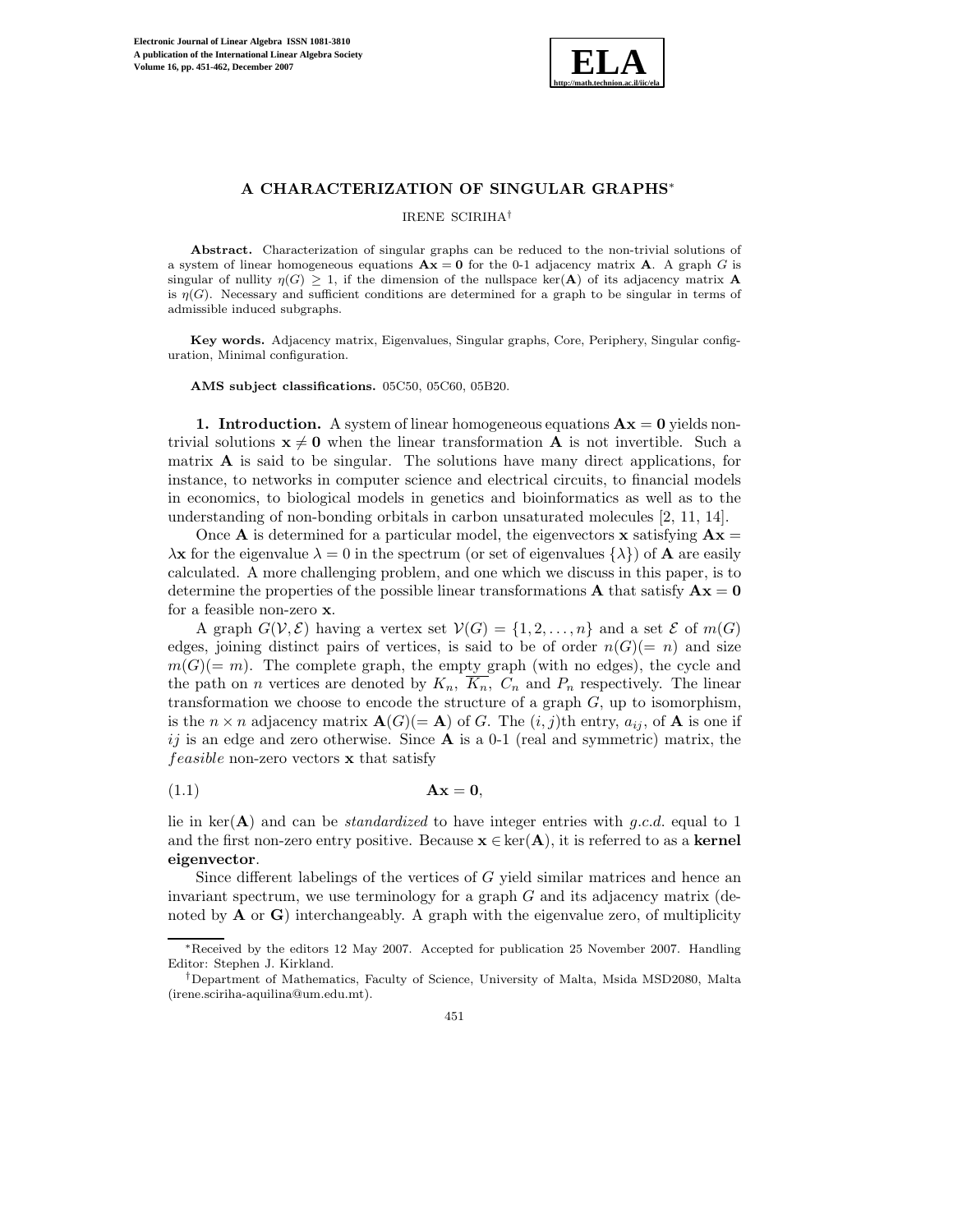# A CHARACTERIZATION OF SINGULAR GRAPHS*

IRENE SCIRIHA†

**Abstract.** Characterization of singular graphs can be reduced to the non-trivial solutions of a system of linear homogeneous equations $\mathbf{A}\mathbf{x} = \mathbf{0}$ for the 0-1 adjacency matrix $\mathbf{A}$. A graph $G$ is singular of nullity $\eta(G) \geq 1$, if the dimension of the nullspace $\ker(\mathbf{A})$ of its adjacency matrix $\mathbf{A}$ is $\eta(G)$. Necessary and sufficient conditions are determined for a graph to be singular in terms of admissible induced subgraphs.

**Key words.** Adjacency matrix, Eigenvalues, Singular graphs, Core, Periphery, Singular configuration, Minimal configuration.

**AMS subject classifications.** 05C50, 05C60, 05B20.

**1. Introduction.** A system of linear homogeneous equations $\mathbf{A}\mathbf{x} = \mathbf{0}$ yields non-trivial solutions $\mathbf{x} \neq \mathbf{0}$ when the linear transformation $\mathbf{A}$ is not invertible. Such a matrix $\mathbf{A}$ is said to be singular. The solutions have many direct applications, for instance, to networks in computer science and electrical circuits, to financial models in economics, to biological models in genetics and bioinformatics as well as to the understanding of non-bonding orbitals in carbon unsaturated molecules [2, 11, 14].

Once $\mathbf{A}$ is determined for a particular model, the eigenvectors $\mathbf{x}$ satisfying $\mathbf{A}\mathbf{x} = \lambda\mathbf{x}$ for the eigenvalue $\lambda = 0$ in the spectrum (or set of eigenvalues $\{\lambda\}$) of $\mathbf{A}$ are easily calculated. A more challenging problem, and one which we discuss in this paper, is to determine the properties of the possible linear transformations $\mathbf{A}$ that satisfy $\mathbf{A}\mathbf{x} = \mathbf{0}$ for a feasible non-zero $\mathbf{x}$.

A graph $G(\mathcal{V}, \mathcal{E})$ having a vertex set $\mathcal{V}(G) = \{1, 2, \ldots, n\}$ and a set $\mathcal{E}$ of $m(G)$ edges, joining distinct pairs of vertices, is said to be of order $n(G)(= n)$ and size $m(G)(= m)$. The complete graph, the empty graph (with no edges), the cycle and the path on $n$ vertices are denoted by $K_n$, $\overline{K_n}$, $C_n$ and $P_n$ respectively. The linear transformation we choose to encode the structure of a graph $G$, up to isomorphism, is the $n \times n$ adjacency matrix $\mathbf{A}(G)(= \mathbf{A})$ of $G$. The $(i, j)$th entry, $a_{ij}$, of $\mathbf{A}$ is one if $ij$ is an edge and zero otherwise. Since $\mathbf{A}$ is a 0-1 (real and symmetric) matrix, the *feasible* non-zero vectors $\mathbf{x}$ that satisfy

$$\mathbf{A}\mathbf{x} = \mathbf{0}, \tag{1.1}$$

lie in $\ker(\mathbf{A})$ and can be *standardized* to have integer entries with *g.c.d.* equal to 1 and the first non-zero entry positive. Because $\mathbf{x} \in \ker(\mathbf{A})$, it is referred to as a **kernel eigenvector**.

Since different labelings of the vertices of $G$ yield similar matrices and hence an invariant spectrum, we use terminology for a graph $G$ and its adjacency matrix (denoted by $\mathbf{A}$ or $\mathbf{G}$) interchangeably. A graph with the eigenvalue zero, of multiplicity

---

*Received by the editors 12 May 2007. Accepted for publication 25 November 2007. Handling Editor: Stephen J. Kirkland.

†Department of Mathematics, Faculty of Science, University of Malta, Msida MSD2080, Malta (irene.sciriha-aquilina@um.edu.mt).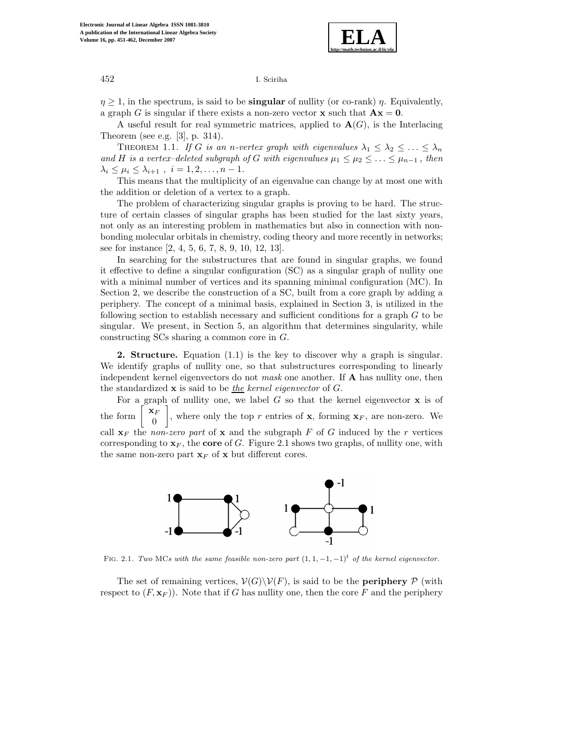$\eta \geq 1$, in the spectrum, is said to be **singular** of nullity (or co-rank) $\eta$. Equivalently, a graph $G$ is singular if there exists a non-zero vector $\mathbf{x}$ such that $\mathbf{A}\mathbf{x} = \mathbf{0}$.

A useful result for real symmetric matrices, applied to $\mathbf{A}(G)$, is the Interlacing Theorem (see e.g. [3], p. 314).

THEOREM 1.1. *If $G$ is an $n$-vertex graph with eigenvalues $\lambda_1 \leq \lambda_2 \leq \ldots \leq \lambda_n$ and $H$ is a vertex–deleted subgraph of $G$ with eigenvalues $\mu_1 \leq \mu_2 \leq \ldots \leq \mu_{n-1}$, then $\lambda_i \leq \mu_i \leq \lambda_{i+1}$, $i = 1, 2, \ldots, n-1$.*

This means that the multiplicity of an eigenvalue can change by at most one with the addition or deletion of a vertex to a graph.

The problem of characterizing singular graphs is proving to be hard. The structure of certain classes of singular graphs has been studied for the last sixty years, not only as an interesting problem in mathematics but also in connection with non-bonding molecular orbitals in chemistry, coding theory and more recently in networks; see for instance [2, 4, 5, 6, 7, 8, 9, 10, 12, 13].

In searching for the substructures that are found in singular graphs, we found it effective to define a singular configuration (SC) as a singular graph of nullity one with a minimal number of vertices and its spanning minimal configuration (MC). In Section 2, we describe the construction of a SC, built from a core graph by adding a periphery. The concept of a minimal basis, explained in Section 3, is utilized in the following section to establish necessary and sufficient conditions for a graph $G$ to be singular. We present, in Section 5, an algorithm that determines singularity, while constructing SCs sharing a common core in $G$.

**2. Structure.** Equation (1.1) is the key to discover why a graph is singular. We identify graphs of nullity one, so that substructures corresponding to linearly independent kernel eigenvectors do not *mask* one another. If $\mathbf{A}$ has nullity one, then the standardized $\mathbf{x}$ is said to be *the kernel eigenvector* of $G$.

For a graph of nullity one, we label $G$ so that the kernel eigenvector $\mathbf{x}$ is of the form $\begin{bmatrix} \mathbf{x}_F \\ 0 \end{bmatrix}$, where only the top $r$ entries of $\mathbf{x}$, forming $\mathbf{x}_F$, are non-zero. We call $\mathbf{x}_F$ the *non-zero part* of $\mathbf{x}$ and the subgraph $F$ of $G$ induced by the $r$ vertices corresponding to $\mathbf{x}_F$, the **core** of $G$. Figure 2.1 shows two graphs, of nullity one, with the same non-zero part $\mathbf{x}_F$ of $\mathbf{x}$ but different cores.

FIG. 2.1. *Two* MC*s with the same feasible non-zero part $(1, 1, -1, -1)^t$ of the kernel eigenvector.*

The set of remaining vertices, $\mathcal{V}(G)\backslash\mathcal{V}(F)$, is said to be the **periphery** $\mathcal{P}$ (with respect to $(F, \mathbf{x}_F)$). Note that if $G$ has nullity one, then the core $F$ and the periphery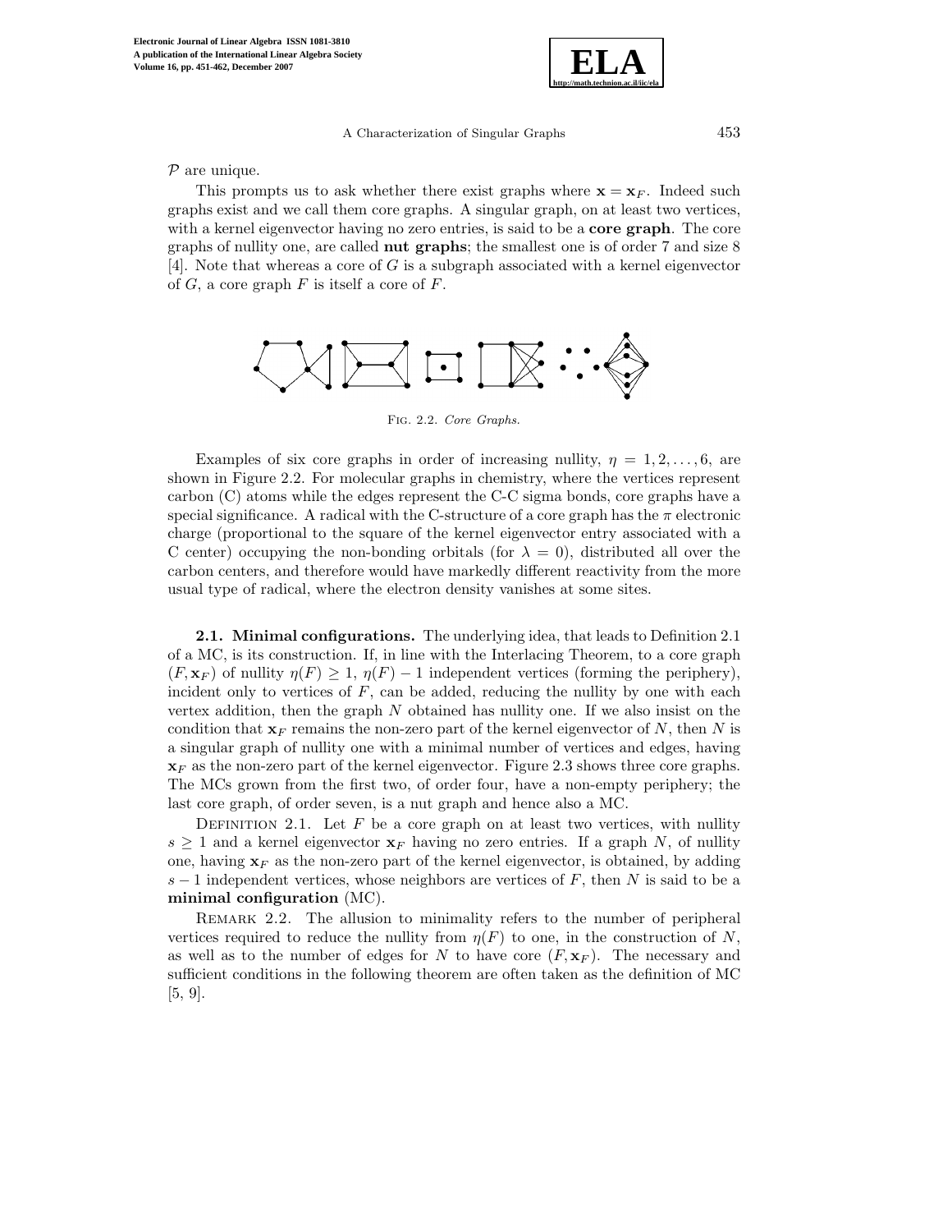$\mathcal{P}$ are unique.

This prompts us to ask whether there exist graphs where $\mathbf{x} = \mathbf{x}_F$. Indeed such graphs exist and we call them core graphs. A singular graph, on at least two vertices, with a kernel eigenvector having no zero entries, is said to be a **core graph**. The core graphs of nullity one, are called **nut graphs**; the smallest one is of order 7 and size 8 [4]. Note that whereas a core of $G$ is a subgraph associated with a kernel eigenvector of $G$, a core graph $F$ is itself a core of $F$.

Fig. 2.2. *Core Graphs.*

Examples of six core graphs in order of increasing nullity, $\eta = 1, 2, \ldots, 6$, are shown in Figure 2.2. For molecular graphs in chemistry, where the vertices represent carbon (C) atoms while the edges represent the C-C sigma bonds, core graphs have a special significance. A radical with the C-structure of a core graph has the $\pi$ electronic charge (proportional to the square of the kernel eigenvector entry associated with a C center) occupying the non-bonding orbitals (for $\lambda = 0$), distributed all over the carbon centers, and therefore would have markedly different reactivity from the more usual type of radical, where the electron density vanishes at some sites.

**2.1. Minimal configurations.** The underlying idea, that leads to Definition 2.1 of a MC, is its construction. If, in line with the Interlacing Theorem, to a core graph $(F, \mathbf{x}_F)$ of nullity $\eta(F) \geq 1$, $\eta(F) - 1$ independent vertices (forming the periphery), incident only to vertices of $F$, can be added, reducing the nullity by one with each vertex addition, then the graph $N$ obtained has nullity one. If we also insist on the condition that $\mathbf{x}_F$ remains the non-zero part of the kernel eigenvector of $N$, then $N$ is a singular graph of nullity one with a minimal number of vertices and edges, having $\mathbf{x}_F$ as the non-zero part of the kernel eigenvector. Figure 2.3 shows three core graphs. The MCs grown from the first two, of order four, have a non-empty periphery; the last core graph, of order seven, is a nut graph and hence also a MC.

Definition 2.1. Let $F$ be a core graph on at least two vertices, with nullity $s \geq 1$ and a kernel eigenvector $\mathbf{x}_F$ having no zero entries. If a graph $N$, of nullity one, having $\mathbf{x}_F$ as the non-zero part of the kernel eigenvector, is obtained, by adding $s - 1$ independent vertices, whose neighbors are vertices of $F$, then $N$ is said to be a **minimal configuration** (MC).

Remark 2.2. The allusion to minimality refers to the number of peripheral vertices required to reduce the nullity from $\eta(F)$ to one, in the construction of $N$, as well as to the number of edges for $N$ to have core $(F, \mathbf{x}_F)$. The necessary and sufficient conditions in the following theorem are often taken as the definition of MC [5, 9].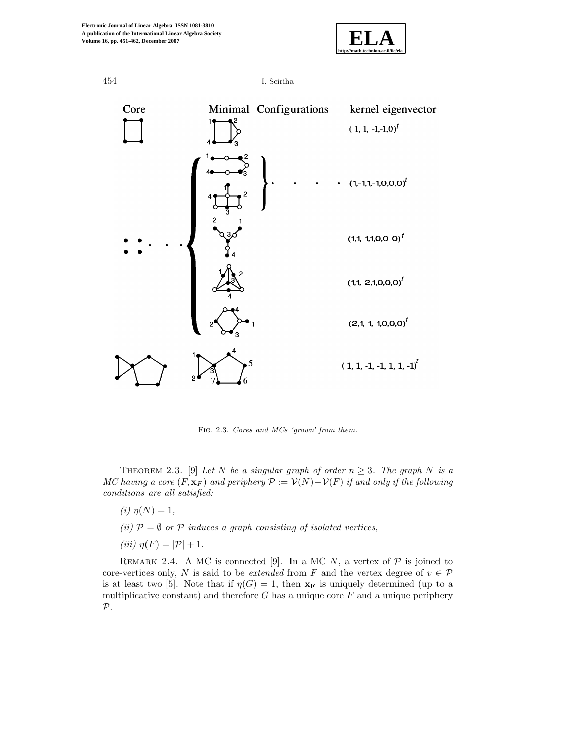| Core | Minimal Configurations | kernel eigenvector |
|---|---|---|
| | | $(1, 1, -1,-1,0)^t$ |
| | | $(1,-1,1,-1,0,0,0)^t$ |
| | | $(1,1,-1,1,0,0\ 0)^t$ |
| | | $(1,1,-2,1,0,0,0)^t$ |
| | | $(2,1,-1,-1,0,0,0)^t$ |
| | | $(1, 1, -1, -1, 1, 1, -1)^t$ |

FIG. 2.3. *Cores and MCs 'grown' from them.*

THEOREM 2.3. [9] *Let $N$ be a singular graph of order $n \geq 3$. The graph $N$ is a MC having a core $(F, \mathbf{x}_F)$ and periphery $\mathcal{P} := \mathcal{V}(N) - \mathcal{V}(F)$ if and only if the following conditions are all satisfied:*

*(i) $\eta(N) = 1$,*

*(ii) $\mathcal{P} = \emptyset$ or $\mathcal{P}$ induces a graph consisting of isolated vertices,*

*(iii) $\eta(F) = |\mathcal{P}| + 1$.*

REMARK 2.4. A MC is connected [9]. In a MC $N$, a vertex of $\mathcal{P}$ is joined to core-vertices only, $N$ is said to be *extended* from $F$ and the vertex degree of $v \in \mathcal{P}$ is at least two [5]. Note that if $\eta(G) = 1$, then $\mathbf{x_F}$ is uniquely determined (up to a multiplicative constant) and therefore $G$ has a unique core $F$ and a unique periphery $\mathcal{P}$.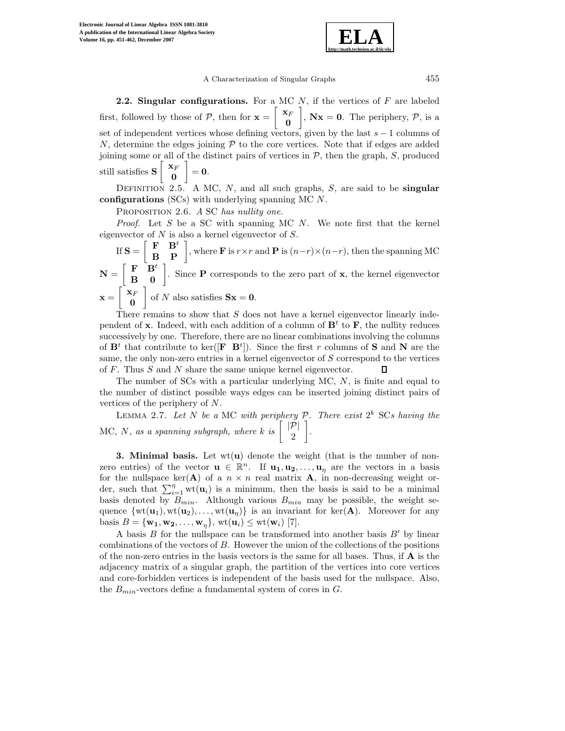**2.2. Singular configurations.** For a MC $N$, if the vertices of $F$ are labeled first, followed by those of $\mathcal{P}$, then for $\mathbf{x} = \begin{bmatrix} \mathbf{x}_F \\ \mathbf{0} \end{bmatrix}$, $\mathbf{N}\mathbf{x} = \mathbf{0}$. The periphery, $\mathcal{P}$, is a set of independent vertices whose defining vectors, given by the last $s-1$ columns of $N$, determine the edges joining $\mathcal{P}$ to the core vertices. Note that if edges are added joining some or all of the distinct pairs of vertices in $\mathcal{P}$, then the graph, $S$, produced still satisfies $\mathbf{S} \begin{bmatrix} \mathbf{x}_F \\ \mathbf{0} \end{bmatrix} = \mathbf{0}$.

Definition 2.5. A MC, $N$, and all such graphs, $S$, are said to be **singular configurations** (SCs) with underlying spanning MC $N$.

Proposition 2.6. *A SC has nullity one.*

*Proof.* Let $S$ be a SC with spanning MC $N$. We note first that the kernel eigenvector of $N$ is also a kernel eigenvector of $S$.

If $\mathbf{S} = \begin{bmatrix} \mathbf{F} & \mathbf{B}^t \\ \mathbf{B} & \mathbf{P} \end{bmatrix}$, where $\mathbf{F}$ is $r \times r$ and $\mathbf{P}$ is $(n-r) \times (n-r)$, then the spanning MC $\mathbf{N} = \begin{bmatrix} \mathbf{F} & \mathbf{B}^t \\ \mathbf{B} & \mathbf{0} \end{bmatrix}$. Since $\mathbf{P}$ corresponds to the zero part of $\mathbf{x}$, the kernel eigenvector $\mathbf{x} = \begin{bmatrix} \mathbf{x}_F \\ \mathbf{0} \end{bmatrix}$ of $N$ also satisfies $\mathbf{S}\mathbf{x} = \mathbf{0}$.

There remains to show that $S$ does not have a kernel eigenvector linearly independent of $\mathbf{x}$. Indeed, with each addition of a column of $\mathbf{B}^t$ to $\mathbf{F}$, the nullity reduces successively by one. Therefore, there are no linear combinations involving the columns of $\mathbf{B}^t$ that contribute to $\ker([\mathbf{F} \;\; \mathbf{B}^t])$. Since the first $r$ columns of $\mathbf{S}$ and $\mathbf{N}$ are the same, the only non-zero entries in a kernel eigenvector of $S$ correspond to the vertices of $F$. Thus $S$ and $N$ share the same unique kernel eigenvector. $\square$

The number of SCs with a particular underlying MC, $N$, is finite and equal to the number of distinct possible ways edges can be inserted joining distinct pairs of vertices of the periphery of $N$.

Lemma 2.7. *Let $N$ be a* MC *with periphery $\mathcal{P}$. There exist $2^k$* SC*s having the* MC*, $N$, as a spanning subgraph, where $k$ is $\begin{bmatrix} |\mathcal{P}| \\ 2 \end{bmatrix}$.*

**3. Minimal basis.** Let $\mathrm{wt}(\mathbf{u})$ denote the weight (that is the number of non-zero entries) of the vector $\mathbf{u} \in \mathbb{R}^n$. If $\mathbf{u_1}, \mathbf{u_2}, \ldots, \mathbf{u}_\eta$ are the vectors in a basis for the nullspace $\ker(\mathbf{A})$ of a $n \times n$ real matrix $\mathbf{A}$, in non-decreasing weight order, such that $\sum_{i=1}^{\eta} \mathrm{wt}(\mathbf{u}_i)$ is a minimum, then the basis is said to be a minimal basis denoted by $B_{min}$. Although various $B_{min}$ may be possible, the weight sequence $\{\mathrm{wt}(\mathbf{u_1}), \mathrm{wt}(\mathbf{u_2}), \ldots, \mathrm{wt}(\mathbf{u}_\eta)\}$ is an invariant for $\ker(\mathbf{A})$. Moreover for any basis $B = \{\mathbf{w_1}, \mathbf{w_2}, \ldots, \mathbf{w}_\eta\}$, $\mathrm{wt}(\mathbf{u}_i) \leq \mathrm{wt}(\mathbf{w}_i)$ [7].

A basis $B$ for the nullspace can be transformed into another basis $B'$ by linear combinations of the vectors of $B$. However the union of the collections of the positions of the non-zero entries in the basis vectors is the same for all bases. Thus, if $\mathbf{A}$ is the adjacency matrix of a singular graph, the partition of the vertices into core vertices and core-forbidden vertices is independent of the basis used for the nullspace. Also, the $B_{min}$-vectors define a fundamental system of cores in $G$.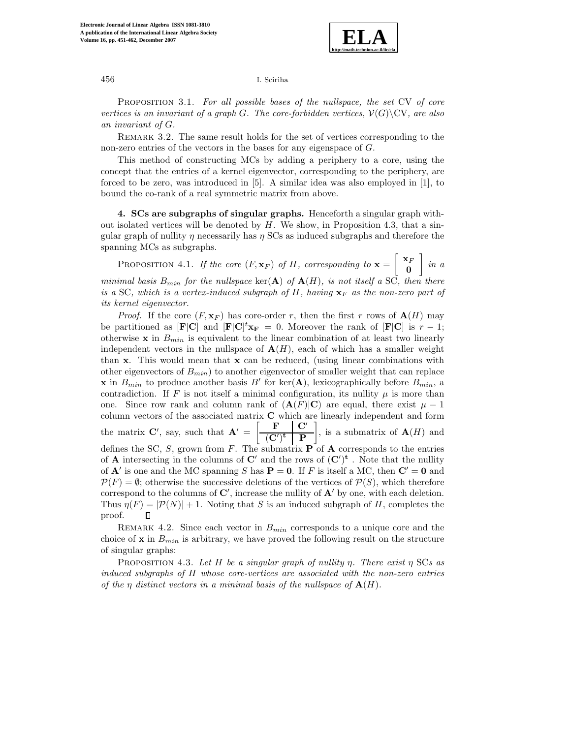Proposition 3.1. *For all possible bases of the nullspace, the set* CV *of core vertices is an invariant of a graph* $G$. *The core-forbidden vertices,* $\mathcal{V}(G)\backslash\mathrm{CV}$, *are also an invariant of* $G$.

Remark 3.2. The same result holds for the set of vertices corresponding to the non-zero entries of the vectors in the bases for any eigenspace of $G$.

This method of constructing MCs by adding a periphery to a core, using the concept that the entries of a kernel eigenvector, corresponding to the periphery, are forced to be zero, was introduced in [5]. A similar idea was also employed in [1], to bound the co-rank of a real symmetric matrix from above.

## 4. SCs are subgraphs of singular graphs.

Henceforth a singular graph without isolated vertices will be denoted by $H$. We show, in Proposition 4.3, that a singular graph of nullity $\eta$ necessarily has $\eta$ SCs as induced subgraphs and therefore the spanning MCs as subgraphs.

Proposition 4.1. *If the core* $(F, \mathbf{x}_F)$ *of* $H$, *corresponding to* $\mathbf{x} = \begin{bmatrix} \mathbf{x}_F \\ \mathbf{0} \end{bmatrix}$ *in a minimal basis* $B_{min}$ *for the nullspace* $\ker(\mathbf{A})$ *of* $\mathbf{A}(H)$, *is not itself a* SC, *then there is a* SC, *which is a vertex-induced subgraph of* $H$, *having* $\mathbf{x}_F$ *as the non-zero part of its kernel eigenvector.*

*Proof.* If the core $(F, \mathbf{x}_F)$ has core-order $r$, then the first $r$ rows of $\mathbf{A}(H)$ may be partitioned as $[\mathbf{F}|\mathbf{C}]$ and $[\mathbf{F}|\mathbf{C}]^t\mathbf{x_F} = 0$. Moreover the rank of $[\mathbf{F}|\mathbf{C}]$ is $r-1$; otherwise $\mathbf{x}$ in $B_{min}$ is equivalent to the linear combination of at least two linearly independent vectors in the nullspace of $\mathbf{A}(H)$, each of which has a smaller weight than $\mathbf{x}$. This would mean that $\mathbf{x}$ can be reduced, (using linear combinations with other eigenvectors of $B_{min}$) to another eigenvector of smaller weight that can replace $\mathbf{x}$ in $B_{min}$ to produce another basis $B'$ for $\ker(\mathbf{A})$, lexicographically before $B_{min}$, a contradiction. If $F$ is not itself a minimal configuration, its nullity $\mu$ is more than one. Since row rank and column rank of $(\mathbf{A}(F)|\mathbf{C})$ are equal, there exist $\mu - 1$ column vectors of the associated matrix $\mathbf{C}$ which are linearly independent and form the matrix $\mathbf{C}'$, say, such that $\mathbf{A}' = \left[\begin{array}{c|c} \mathbf{F} & \mathbf{C}' \\ \hline (\mathbf{C}')^{\mathbf{t}} & \mathbf{P} \end{array}\right]$, is a submatrix of $\mathbf{A}(H)$ and defines the SC, $S$, grown from $F$. The submatrix $\mathbf{P}$ of $\mathbf{A}$ corresponds to the entries of $\mathbf{A}$ intersecting in the columns of $\mathbf{C}'$ and the rows of $(\mathbf{C}')^{\mathbf{t}}$ . Note that the nullity of $\mathbf{A}'$ is one and the MC spanning $S$ has $\mathbf{P} = \mathbf{0}$. If $F$ is itself a MC, then $\mathbf{C}' = \mathbf{0}$ and $\mathcal{P}(F) = \emptyset$; otherwise the successive deletions of the vertices of $\mathcal{P}(S)$, which therefore correspond to the columns of $\mathbf{C}'$, increase the nullity of $\mathbf{A}'$ by one, with each deletion. Thus $\eta(F) = |\mathcal{P}(N)| + 1$. Noting that $S$ is an induced subgraph of $H$, completes the proof. ∎

Remark 4.2. Since each vector in $B_{min}$ corresponds to a unique core and the choice of $\mathbf{x}$ in $B_{min}$ is arbitrary, we have proved the following result on the structure of singular graphs:

Proposition 4.3. *Let* $H$ *be a singular graph of nullity* $\eta$. *There exist* $\eta$ SC*s as induced subgraphs of* $H$ *whose core-vertices are associated with the non-zero entries of the* $\eta$ *distinct vectors in a minimal basis of the nullspace of* $\mathbf{A}(H)$.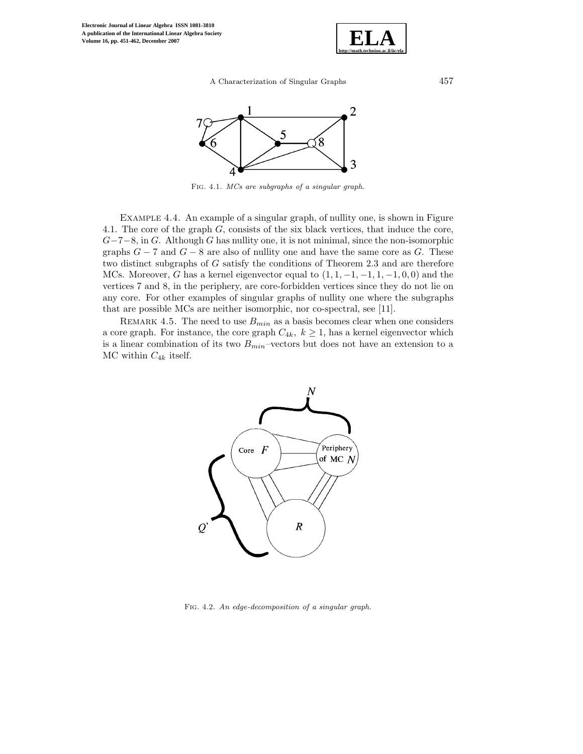Fig. 4.1. *MCs are subgraphs of a singular graph.*

Example 4.4. An example of a singular graph, of nullity one, is shown in Figure 4.1. The core of the graph $G$, consists of the six black vertices, that induce the core, $G-7-8$, in $G$. Although $G$ has nullity one, it is not minimal, since the non-isomorphic graphs $G-7$ and $G-8$ are also of nullity one and have the same core as $G$. These two distinct subgraphs of $G$ satisfy the conditions of Theorem 2.3 and are therefore MCs. Moreover, $G$ has a kernel eigenvector equal to $(1, 1, -1, -1, 1, -1, 0, 0)$ and the vertices 7 and 8, in the periphery, are core-forbidden vertices since they do not lie on any core. For other examples of singular graphs of nullity one where the subgraphs that are possible MCs are neither isomorphic, nor co-spectral, see [11].

Remark 4.5. The need to use $B_{min}$ as a basis becomes clear when one considers a core graph. For instance, the core graph $C_{4k},\ k \geq 1$, has a kernel eigenvector which is a linear combination of its two $B_{min}$–vectors but does not have an extension to a MC within $C_{4k}$ itself.

Fig. 4.2. *An edge-decomposition of a singular graph.*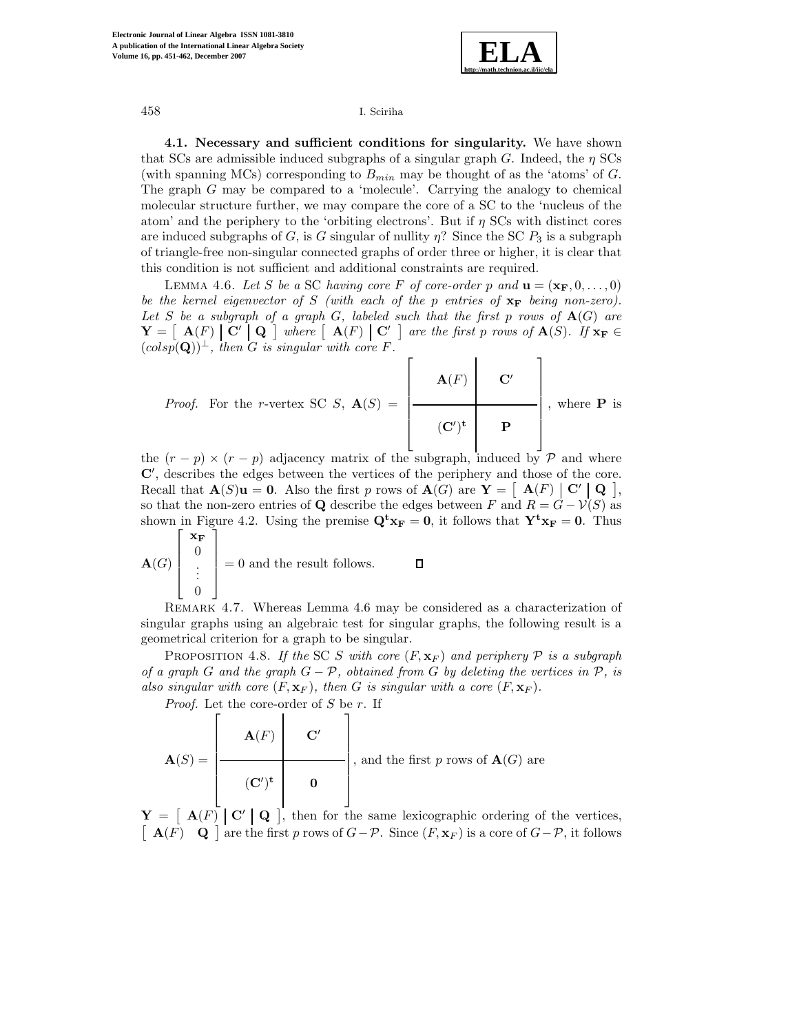**4.1. Necessary and sufficient conditions for singularity.** We have shown that SCs are admissible induced subgraphs of a singular graph $G$. Indeed, the $\eta$ SCs (with spanning MCs) corresponding to $B_{min}$ may be thought of as the 'atoms' of $G$. The graph $G$ may be compared to a 'molecule'. Carrying the analogy to chemical molecular structure further, we may compare the core of a SC to the 'nucleus of the atom' and the periphery to the 'orbiting electrons'. But if $\eta$ SCs with distinct cores are induced subgraphs of $G$, is $G$ singular of nullity $\eta$? Since the SC $P_3$ is a subgraph of triangle-free non-singular connected graphs of order three or higher, it is clear that this condition is not sufficient and additional constraints are required.

LEMMA 4.6. *Let $S$ be a* SC *having core $F$ of core-order $p$ and $\mathbf{u} = (\mathbf{x_F}, 0, \ldots, 0)$ be the kernel eigenvector of $S$ (with each of the $p$ entries of $\mathbf{x_F}$ being non-zero). Let $S$ be a subgraph of a graph $G$, labeled such that the first $p$ rows of $\mathbf{A}(G)$ are $\mathbf{Y} = \left[\ \mathbf{A}(F) \ \middle|\ \mathbf{C}' \ \middle|\ \mathbf{Q}\ \right]$ where $\left[\ \mathbf{A}(F) \ \middle|\ \mathbf{C}'\ \right]$ are the first $p$ rows of $\mathbf{A}(S)$. If $\mathbf{x_F} \in (colsp(\mathbf{Q}))^{\perp}$, then $G$ is singular with core $F$.*

*Proof.* For the $r$-vertex SC $S$, $\mathbf{A}(S) = \left[\begin{array}{c|c} \mathbf{A}(F) & \mathbf{C}' \\ \hline (\mathbf{C}')^{\mathbf{t}} & \mathbf{P} \end{array}\right]$, where $\mathbf{P}$ is the $(r-p)\times(r-p)$ adjacency matrix of the subgraph, induced by $\mathcal{P}$ and where $\mathbf{C}'$, describes the edges between the vertices of the periphery and those of the core. Recall that $\mathbf{A}(S)\mathbf{u} = \mathbf{0}$. Also the first $p$ rows of $\mathbf{A}(G)$ are $\mathbf{Y} = \left[\ \mathbf{A}(F) \ \middle|\ \mathbf{C}' \ \middle|\ \mathbf{Q}\ \right]$, so that the non-zero entries of $\mathbf{Q}$ describe the edges between $F$ and $R = G - \mathcal{V}(S)$ as shown in Figure 4.2. Using the premise $\mathbf{Q^t x_F} = \mathbf{0}$, it follows that $\mathbf{Y^t x_F} = \mathbf{0}$. Thus

$$\mathbf{A}(G)\begin{bmatrix} \mathbf{x_F} \\ 0 \\ \vdots \\ 0 \end{bmatrix} = 0$$

and the result follows. $\square$

REMARK 4.7. Whereas Lemma 4.6 may be considered as a characterization of singular graphs using an algebraic test for singular graphs, the following result is a geometrical criterion for a graph to be singular.

PROPOSITION 4.8. *If the* SC *$S$ with core $(F, \mathbf{x}_F)$ and periphery $\mathcal{P}$ is a subgraph of a graph $G$ and the graph $G - \mathcal{P}$, obtained from $G$ by deleting the vertices in $\mathcal{P}$, is also singular with core $(F, \mathbf{x}_F)$, then $G$ is singular with a core $(F, \mathbf{x}_F)$.*

*Proof.* Let the core-order of $S$ be $r$. If

$$\mathbf{A}(S) = \left[\begin{array}{c|c} \mathbf{A}(F) & \mathbf{C}' \\ \hline (\mathbf{C}')^{\mathbf{t}} & \mathbf{0} \end{array}\right],$$

and the first $p$ rows of $\mathbf{A}(G)$ are $\mathbf{Y} = \left[\ \mathbf{A}(F) \ \middle|\ \mathbf{C}' \ \middle|\ \mathbf{Q}\ \right]$, then for the same lexicographic ordering of the vertices, $\left[\ \mathbf{A}(F) \quad \mathbf{Q}\ \right]$ are the first $p$ rows of $G - \mathcal{P}$. Since $(F, \mathbf{x}_F)$ is a core of $G - \mathcal{P}$, it follows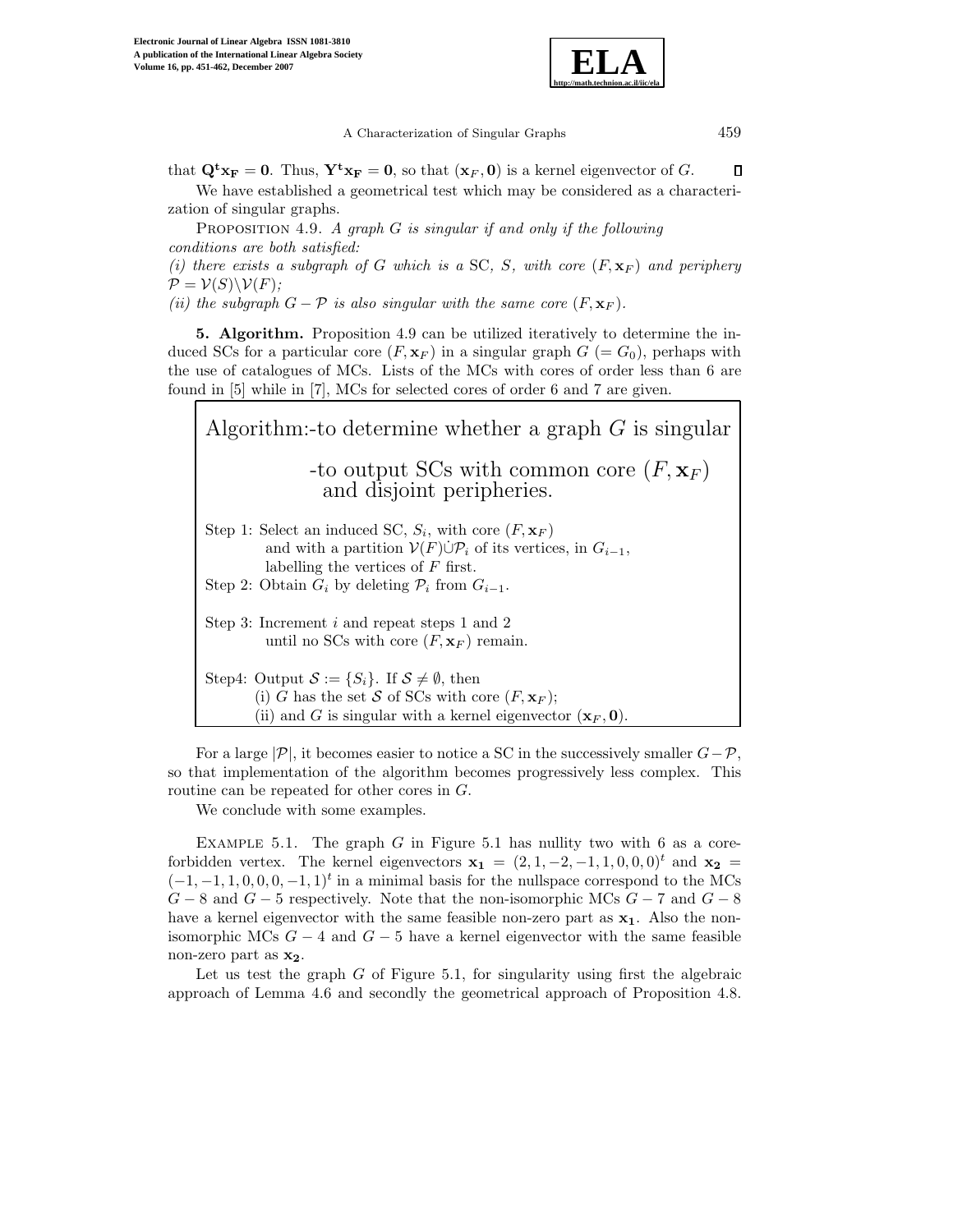that $\mathbf{Q^t x_F} = \mathbf{0}$. Thus, $\mathbf{Y^t x_F} = \mathbf{0}$, so that $(\mathbf{x}_F, \mathbf{0})$ is a kernel eigenvector of $G$. ◻

We have established a geometrical test which may be considered as a characterization of singular graphs.

Proposition 4.9. *A graph $G$ is singular if and only if the following conditions are both satisfied:*
*(i) there exists a subgraph of $G$ which is a* SC*, $S$, with core $(F, \mathbf{x}_F)$ and periphery $\mathcal{P} = \mathcal{V}(S) \backslash \mathcal{V}(F)$;*
*(ii) the subgraph $G - \mathcal{P}$ is also singular with the same core $(F, \mathbf{x}_F)$.*

**5. Algorithm.** Proposition 4.9 can be utilized iteratively to determine the induced SCs for a particular core $(F, \mathbf{x}_F)$ in a singular graph $G$ $(= G_0)$, perhaps with the use of catalogues of MCs. Lists of the MCs with cores of order less than 6 are found in [5] while in [7], MCs for selected cores of order 6 and 7 are given.

Algorithm:-to determine whether a graph $G$ is singular

-to output SCs with common core $(F, \mathbf{x}_F)$ and disjoint peripheries.

Step 1: Select an induced SC, $S_i$, with core $(F, \mathbf{x}_F)$ and with a partition $\mathcal{V}(F)\dot{\cup}\mathcal{P}_i$ of its vertices, in $G_{i-1}$, labelling the vertices of $F$ first.
Step 2: Obtain $G_i$ by deleting $\mathcal{P}_i$ from $G_{i-1}$.

Step 3: Increment $i$ and repeat steps 1 and 2 until no SCs with core $(F, \mathbf{x}_F)$ remain.

Step4: Output $\mathcal{S} := \{S_i\}$. If $\mathcal{S} \neq \emptyset$, then
(i) $G$ has the set $\mathcal{S}$ of SCs with core $(F, \mathbf{x}_F)$;
(ii) and $G$ is singular with a kernel eigenvector $(\mathbf{x}_F, \mathbf{0})$.

For a large $|\mathcal{P}|$, it becomes easier to notice a SC in the successively smaller $G - \mathcal{P}$, so that implementation of the algorithm becomes progressively less complex. This routine can be repeated for other cores in $G$.

We conclude with some examples.

Example 5.1. The graph $G$ in Figure 5.1 has nullity two with 6 as a core-forbidden vertex. The kernel eigenvectors $\mathbf{x_1} = (2, 1, -2, -1, 1, 0, 0, 0)^t$ and $\mathbf{x_2} = (-1, -1, 1, 0, 0, 0, -1, 1)^t$ in a minimal basis for the nullspace correspond to the MCs $G - 8$ and $G - 5$ respectively. Note that the non-isomorphic MCs $G - 7$ and $G - 8$ have a kernel eigenvector with the same feasible non-zero part as $\mathbf{x_1}$. Also the non-isomorphic MCs $G - 4$ and $G - 5$ have a kernel eigenvector with the same feasible non-zero part as $\mathbf{x_2}$.

Let us test the graph $G$ of Figure 5.1, for singularity using first the algebraic approach of Lemma 4.6 and secondly the geometrical approach of Proposition 4.8.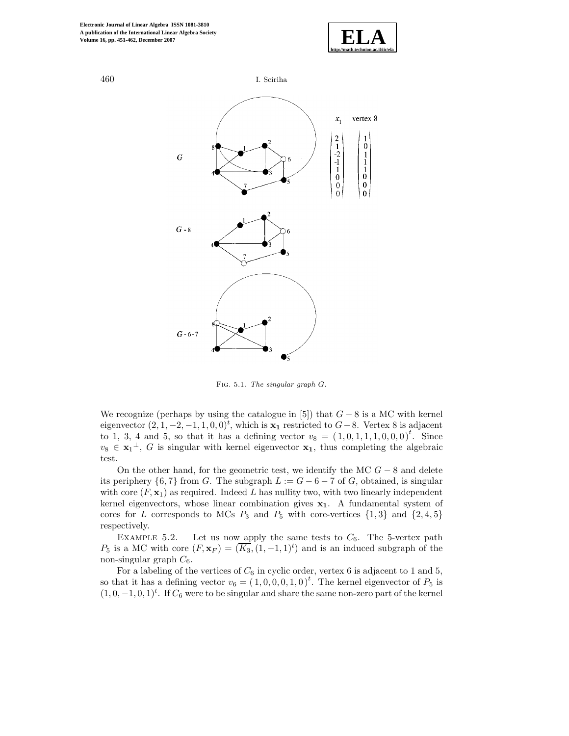Fig. 5.1. *The singular graph G.*

We recognize (perhaps by using the catalogue in [5]) that $G-8$ is a MC with kernel eigenvector $(2,1,-2,-1,1,0,0)^t$, which is $\mathbf{x_1}$ restricted to $G-8$. Vertex 8 is adjacent to 1, 3, 4 and 5, so that it has a defining vector $v_8 = (1,0,1,1,1,0,0,0)^t$. Since $v_8 \in {\mathbf{x_1}}^{\perp}$, $G$ is singular with kernel eigenvector $\mathbf{x_1}$, thus completing the algebraic test.

On the other hand, for the geometric test, we identify the MC $G-8$ and delete its periphery $\{6,7\}$ from $G$. The subgraph $L := G-6-7$ of $G$, obtained, is singular with core $(F, \mathbf{x}_1)$ as required. Indeed $L$ has nullity two, with two linearly independent kernel eigenvectors, whose linear combination gives $\mathbf{x_1}$. A fundamental system of cores for $L$ corresponds to MCs $P_3$ and $P_5$ with core-vertices $\{1,3\}$ and $\{2,4,5\}$ respectively.

Example 5.2. Let us now apply the same tests to $C_6$. The 5-vertex path $P_5$ is a MC with core $(F, \mathbf{x}_F) = (\overline{K_3}, (1,-1,1)^t)$ and is an induced subgraph of the non-singular graph $C_6$.

For a labeling of the vertices of $C_6$ in cyclic order, vertex 6 is adjacent to 1 and 5, so that it has a defining vector $v_6 = (1,0,0,0,1,0)^t$. The kernel eigenvector of $P_5$ is $(1,0,-1,0,1)^t$. If $C_6$ were to be singular and share the same non-zero part of the kernel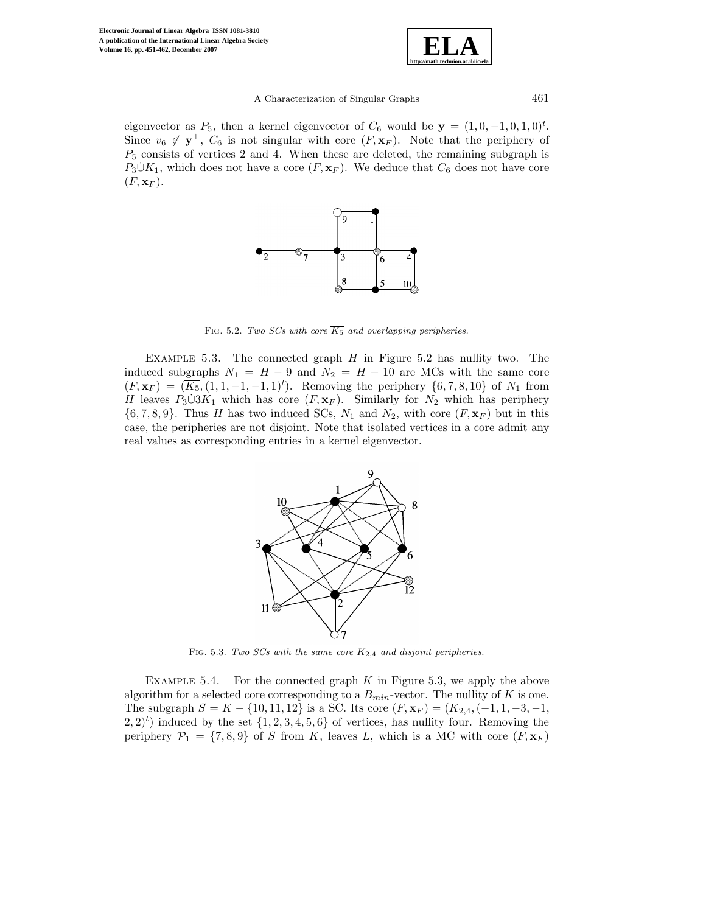eigenvector as $P_5$, then a kernel eigenvector of $C_6$ would be $\mathbf{y} = (1, 0, -1, 0, 1, 0)^t$. Since $v_6 \notin \mathbf{y}^\perp$, $C_6$ is not singular with core $(F, \mathbf{x}_F)$. Note that the periphery of $P_5$ consists of vertices 2 and 4. When these are deleted, the remaining subgraph is $P_3\dot{\cup}K_1$, which does not have a core $(F, \mathbf{x}_F)$. We deduce that $C_6$ does not have core $(F, \mathbf{x}_F)$.

FIG. 5.2. *Two SCs with core $\overline{K_5}$ and overlapping peripheries.*

EXAMPLE 5.3. The connected graph $H$ in Figure 5.2 has nullity two. The induced subgraphs $N_1 = H - 9$ and $N_2 = H - 10$ are MCs with the same core $(F, \mathbf{x}_F) = (\overline{K_5}, (1, 1, -1, -1, 1)^t)$. Removing the periphery $\{6, 7, 8, 10\}$ of $N_1$ from $H$ leaves $P_3\dot{\cup}3K_1$ which has core $(F, \mathbf{x}_F)$. Similarly for $N_2$ which has periphery $\{6, 7, 8, 9\}$. Thus $H$ has two induced SCs, $N_1$ and $N_2$, with core $(F, \mathbf{x}_F)$ but in this case, the peripheries are not disjoint. Note that isolated vertices in a core admit any real values as corresponding entries in a kernel eigenvector.

FIG. 5.3. *Two SCs with the same core $K_{2,4}$ and disjoint peripheries.*

EXAMPLE 5.4. For the connected graph $K$ in Figure 5.3, we apply the above algorithm for a selected core corresponding to a $B_{min}$-vector. The nullity of $K$ is one. The subgraph $S = K - \{10, 11, 12\}$ is a SC. Its core $(F, \mathbf{x}_F) = (K_{2,4}, (-1, 1, -3, -1, 2, 2)^t)$ induced by the set $\{1, 2, 3, 4, 5, 6\}$ of vertices, has nullity four. Removing the periphery $\mathcal{P}_1 = \{7, 8, 9\}$ of $S$ from $K$, leaves $L$, which is a MC with core $(F, \mathbf{x}_F)$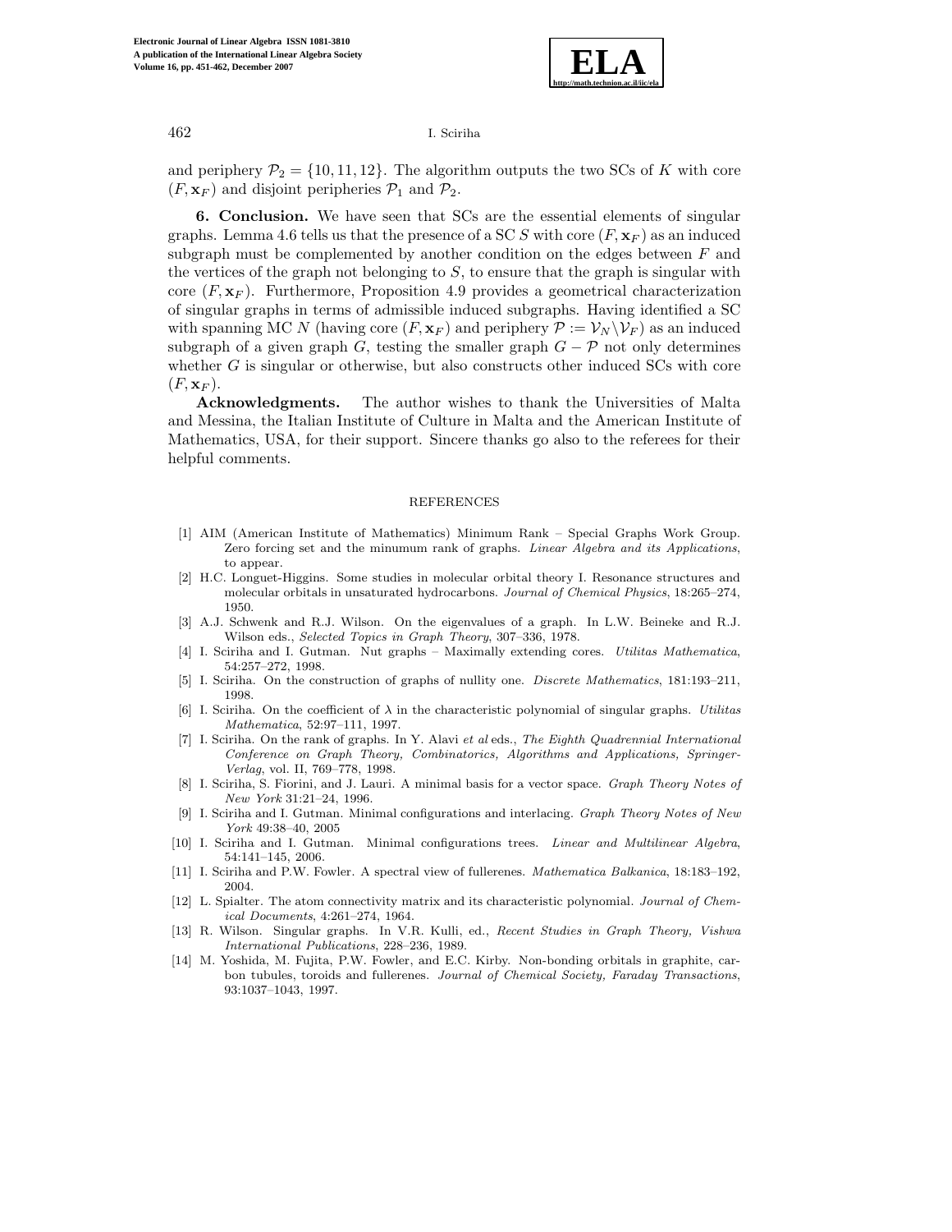and periphery $\mathcal{P}_2 = \{10, 11, 12\}$. The algorithm outputs the two SCs of $K$ with core $(F, \mathbf{x}_F)$ and disjoint peripheries $\mathcal{P}_1$ and $\mathcal{P}_2$.

**6. Conclusion.** We have seen that SCs are the essential elements of singular graphs. Lemma 4.6 tells us that the presence of a SC $S$ with core $(F, \mathbf{x}_F)$ as an induced subgraph must be complemented by another condition on the edges between $F$ and the vertices of the graph not belonging to $S$, to ensure that the graph is singular with core $(F, \mathbf{x}_F)$. Furthermore, Proposition 4.9 provides a geometrical characterization of singular graphs in terms of admissible induced subgraphs. Having identified a SC with spanning MC $N$ (having core $(F, \mathbf{x}_F)$ and periphery $\mathcal{P} := \mathcal{V}_N \backslash \mathcal{V}_F$) as an induced subgraph of a given graph $G$, testing the smaller graph $G - \mathcal{P}$ not only determines whether $G$ is singular or otherwise, but also constructs other induced SCs with core $(F, \mathbf{x}_F)$.

**Acknowledgments.** The author wishes to thank the Universities of Malta and Messina, the Italian Institute of Culture in Malta and the American Institute of Mathematics, USA, for their support. Sincere thanks go also to the referees for their helpful comments.

## REFERENCES

[1] AIM (American Institute of Mathematics) Minimum Rank – Special Graphs Work Group. Zero forcing set and the minumum rank of graphs. *Linear Algebra and its Applications*, to appear.

[2] H.C. Longuet-Higgins. Some studies in molecular orbital theory I. Resonance structures and molecular orbitals in unsaturated hydrocarbons. *Journal of Chemical Physics*, 18:265–274, 1950.

[3] A.J. Schwenk and R.J. Wilson. On the eigenvalues of a graph. In L.W. Beineke and R.J. Wilson eds., *Selected Topics in Graph Theory*, 307–336, 1978.

[4] I. Sciriha and I. Gutman. Nut graphs – Maximally extending cores. *Utilitas Mathematica*, 54:257–272, 1998.

[5] I. Sciriha. On the construction of graphs of nullity one. *Discrete Mathematics*, 181:193–211, 1998.

[6] I. Sciriha. On the coefficient of $\lambda$ in the characteristic polynomial of singular graphs. *Utilitas Mathematica*, 52:97–111, 1997.

[7] I. Sciriha. On the rank of graphs. In Y. Alavi *et al* eds., *The Eighth Quadrennial International Conference on Graph Theory, Combinatorics, Algorithms and Applications, Springer-Verlag*, vol. II, 769–778, 1998.

[8] I. Sciriha, S. Fiorini, and J. Lauri. A minimal basis for a vector space. *Graph Theory Notes of New York* 31:21–24, 1996.

[9] I. Sciriha and I. Gutman. Minimal configurations and interlacing. *Graph Theory Notes of New York* 49:38–40, 2005

[10] I. Sciriha and I. Gutman. Minimal configurations trees. *Linear and Multilinear Algebra*, 54:141–145, 2006.

[11] I. Sciriha and P.W. Fowler. A spectral view of fullerenes. *Mathematica Balkanica*, 18:183–192, 2004.

[12] L. Spialter. The atom connectivity matrix and its characteristic polynomial. *Journal of Chemical Documents*, 4:261–274, 1964.

[13] R. Wilson. Singular graphs. In V.R. Kulli, ed., *Recent Studies in Graph Theory, Vishwa International Publications*, 228–236, 1989.

[14] M. Yoshida, M. Fujita, P.W. Fowler, and E.C. Kirby. Non-bonding orbitals in graphite, carbon tubules, toroids and fullerenes. *Journal of Chemical Society, Faraday Transactions*, 93:1037–1043, 1997.